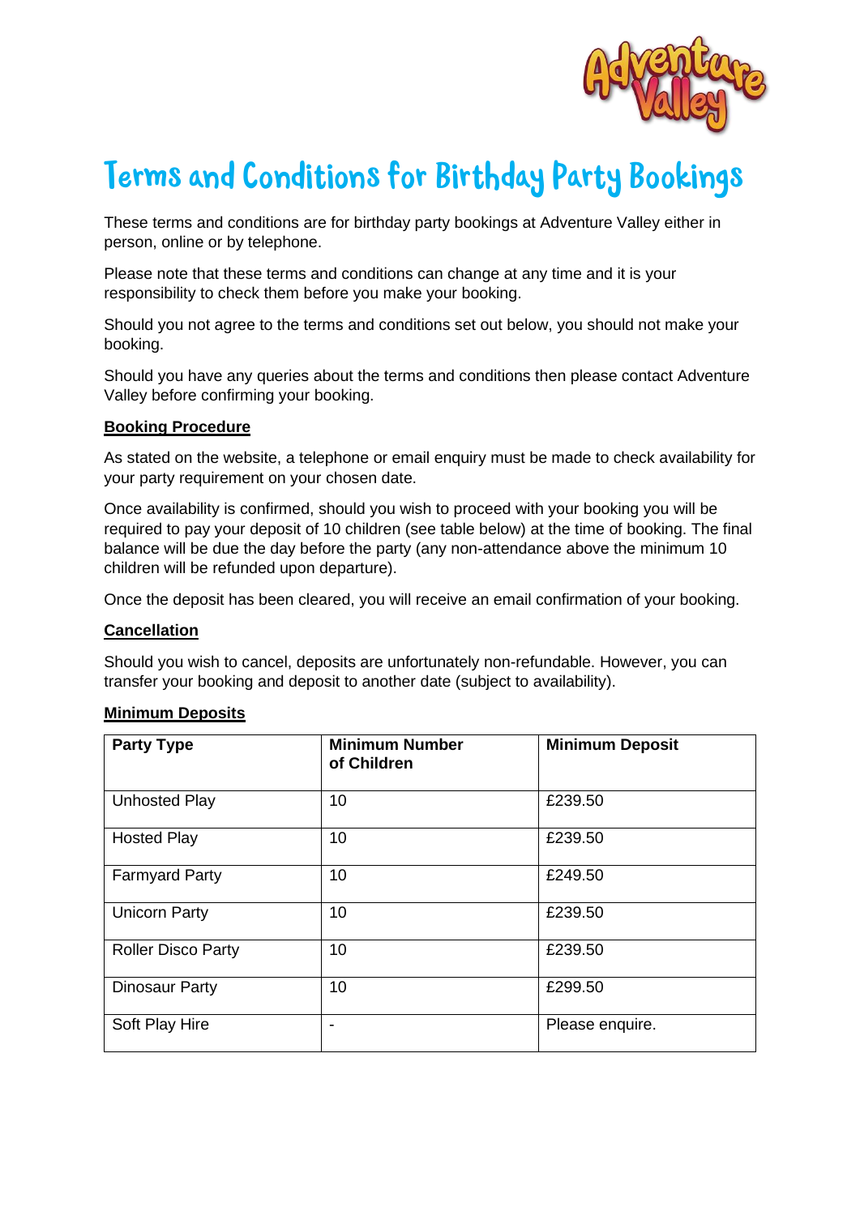# Terms and Conditions for Birthday Party Bookings

These terms and conditions are for birthday party bookings at Adventure Valley either in person, online or by telephone.

Please note that these terms and conditions can change at any time and it is your responsibility to check them before you make your booking.

Should you not agree to the terms and conditions set out below, you should not make your booking.

Should you have any queries about the terms and conditions then please contact Adventure Valley before confirming your booking.

## Booking Procedure

As stated on the website, a telephone or email enquiry must be made to check availability for your party requirement on your chosen date.

Once availability is confirmed, should you wish to proceed with your booking you will be required to pay your deposit of 10 children (see table below) at the time of booking. The final balance will be due the day before the party (any non-attendance above the minimum 10 children will be refunded upon departure).

Once the deposit has been cleared, you will receive an email confirmation of your booking.

## Cancellation

Should you wish to cancel, deposits are unfortunately non-refundable. However, you can transfer your booking and deposit to another date (subject to availability).

## Minimum Deposits

| Party Type | Minimum Number of Children | Minimum Deposit |
|---|---|---|
| Unhosted Play | 10 | £239.50 |
| Hosted Play | 10 | £239.50 |
| Farmyard Party | 10 | £249.50 |
| Unicorn Party | 10 | £239.50 |
| Roller Disco Party | 10 | £239.50 |
| Dinosaur Party | 10 | £299.50 |
| Soft Play Hire | - | Please enquire. |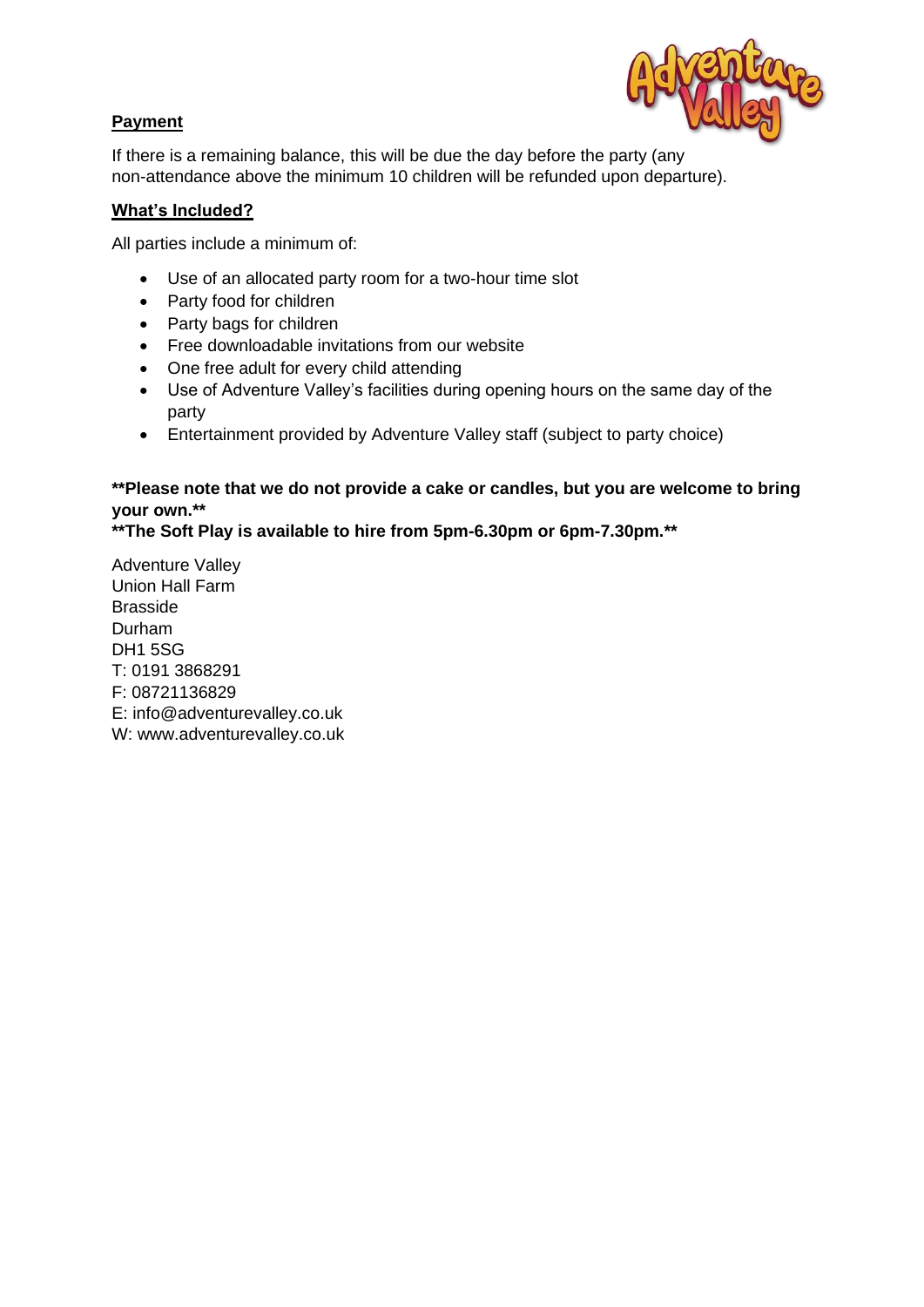**Payment**

If there is a remaining balance, this will be due the day before the party (any non-attendance above the minimum 10 children will be refunded upon departure).

**What's Included?**

All parties include a minimum of:

- Use of an allocated party room for a two-hour time slot
- Party food for children
- Party bags for children
- Free downloadable invitations from our website
- One free adult for every child attending
- Use of Adventure Valley's facilities during opening hours on the same day of the party
- Entertainment provided by Adventure Valley staff (subject to party choice)

****Please note that we do not provide a cake or candles, but you are welcome to bring your own.****
****The Soft Play is available to hire from 5pm-6.30pm or 6pm-7.30pm.****

Adventure Valley
Union Hall Farm
Brasside
Durham
DH1 5SG
T: 0191 3868291
F: 08721136829
E: info@adventurevalley.co.uk
W: www.adventurevalley.co.uk